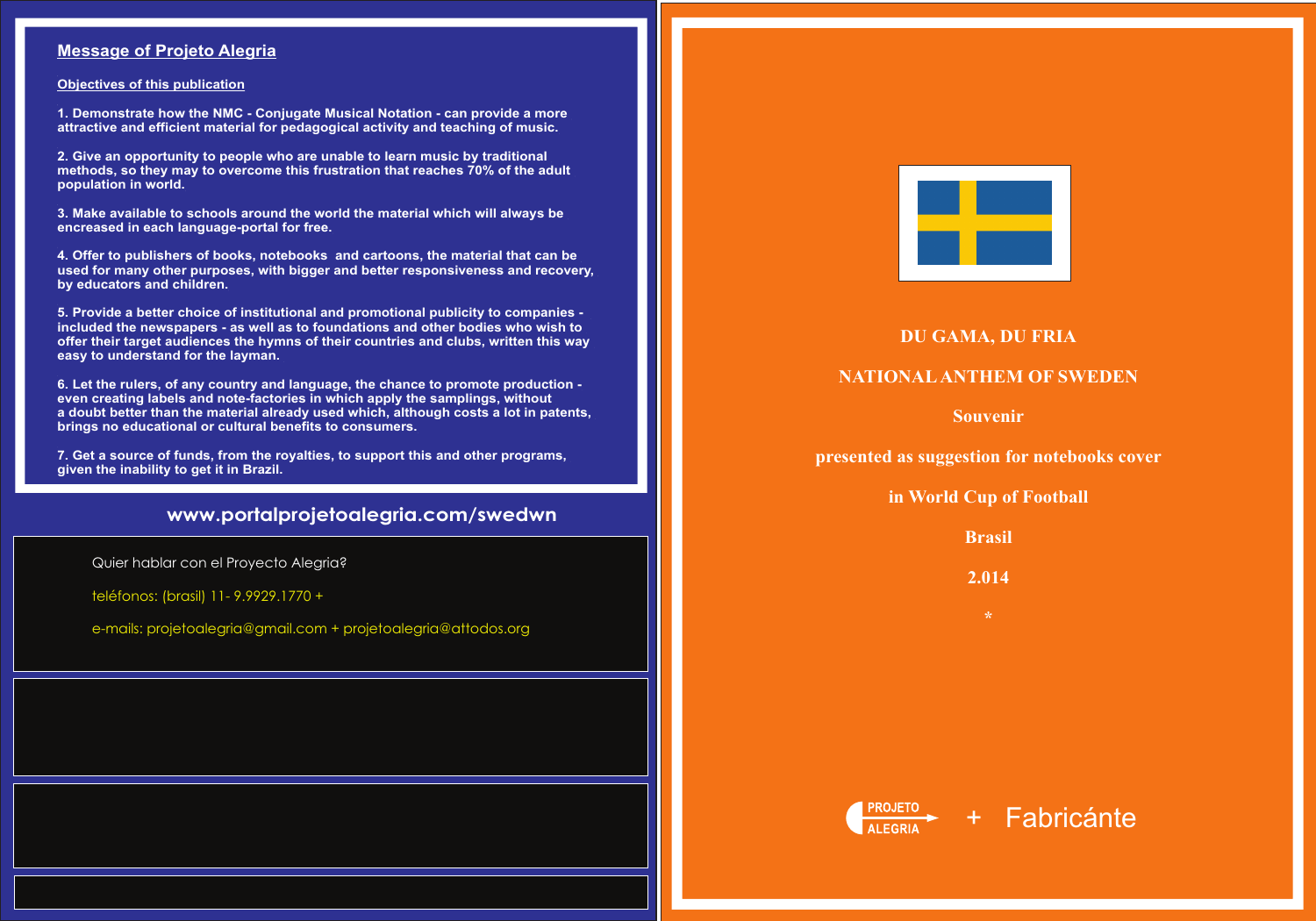## Message of Projeto Alegria

### Objectives of this publication

1. Demonstrate how the NMC - Conjugate Musical Notation - can provide a more attractive and efficient material for pedagogical activity and teaching of music.

2. Give an opportunity to people who are unable to learn music by traditional methods, so they may to overcome this frustration that reaches 70% of the adult population in world.

3. Make available to schools around the world the material which will always be encreased in each language-portal for free.

4. Offer to publishers of books, notebooks and cartoons, the material that can be used for many other purposes, with bigger and better responsiveness and recovery, by educators and children.

5. Provide a better choice of institutional and promotional publicity to companies - included the newspapers - as well as to foundations and other bodies who wish to offer their target audiences the hymns of their countries and clubs, written this way easy to understand for the layman.

6. Let the rulers, of any country and language, the chance to promote production - even creating labels and note-factories in which apply the samplings, without a doubt better than the material already used which, although costs a lot in patents, brings no educational or cultural benefits to consumers.

7. Get a source of funds, from the royalties, to support this and other programs, given the inability to get it in Brazil.

**www.portalprojetoalegria.com/swedwn**

Quier hablar con el Proyecto Alegria?

teléfonos: (brasil) 11- 9.9929.1770 +

e-mails: projetoalegria@gmail.com + projetoalegria@attodos.org

**DU GAMA, DU FRIA**

**NATIONAL ANTHEM OF SWEDEN**

**Souvenir**

**presented as suggestion for notebooks cover**

**in World Cup of Football**

**Brasil**

**2.014**

*

PROJETO ALEGRIA + Fabricánte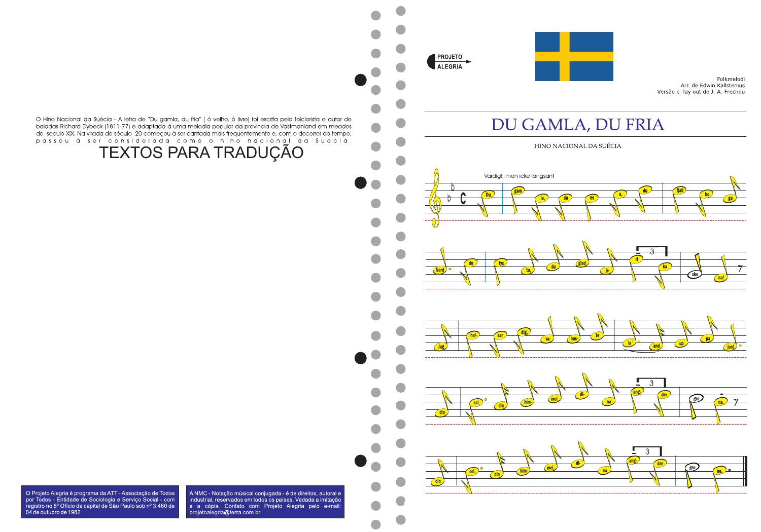O Hino Nacional da Suécia - A letra de "Du gamla, du fria" ( ó velho, ó livre) foi escrita pelo folclorista e autor de baladas Richard Dybeck (1811-77) e adaptada à uma melodia popular da província de Vastmanland em meados do século XIX. Na virada do século 20 começou à ser cantada mais frequentemente e, com o decorrer do tempo, passou à ser considerada como o hino nacional da Suécia.

# TEXTOS PARA TRADUÇÃO

O Projeto Alegria é programa da ATT - Associação de Todos por Todos - Entidade de Sociologia e Serviço Social - com registro no 6º Ofício da capital de São Paulo sob nº 3.460 de 04 de outubro de 1982

A NMC - Notação músical conjugada - é de direitos, autoral e industrial, reservados em todos os países. Vedada a imitação e a cópia. Contato com Projeto Alegria pelo e-mail: projetoalegria@terra.com.br

PROJETO ALEGRIA

Folkmelodi
Arr. de Edwin Kallstenius
Versão e lay out de J. A. Frechou

# DU GAMLA, DU FRIA

HINO NACIONAL DA SUÉCIA

Vardigt, men icke langsant

Du gam la, du fri a, du fjall ho ga Nord du tys ta, du glad je ri ka sko na!

Jag hal sar dig, va nas te la and up pa jord din sol, din him mel, di na ang der gro na, din sol, din him mel, di na ang der gro na.